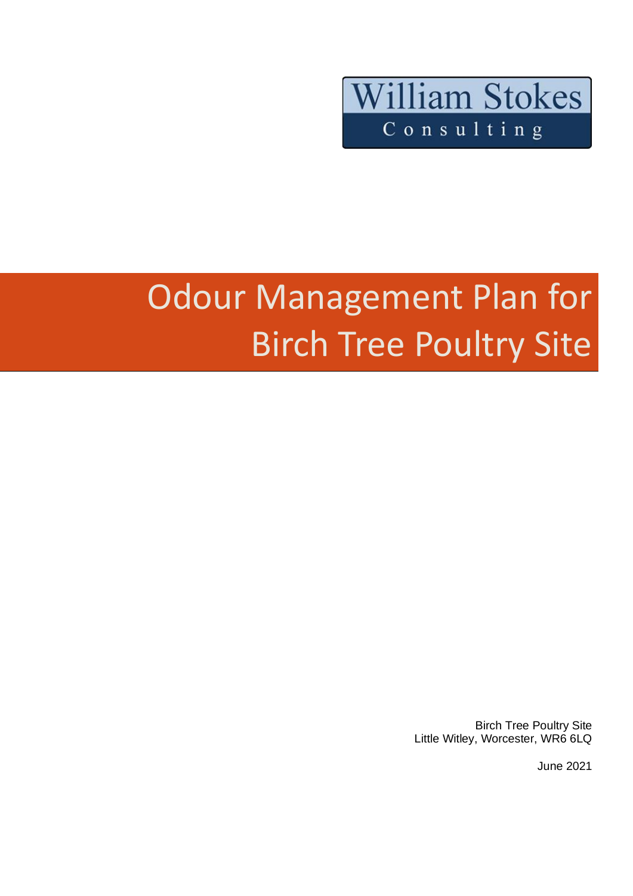William Stokes Consulting

# Odour Management Plan for Birch Tree Poultry Site

Birch Tree Poultry Site
Little Witley, Worcester, WR6 6LQ

June 2021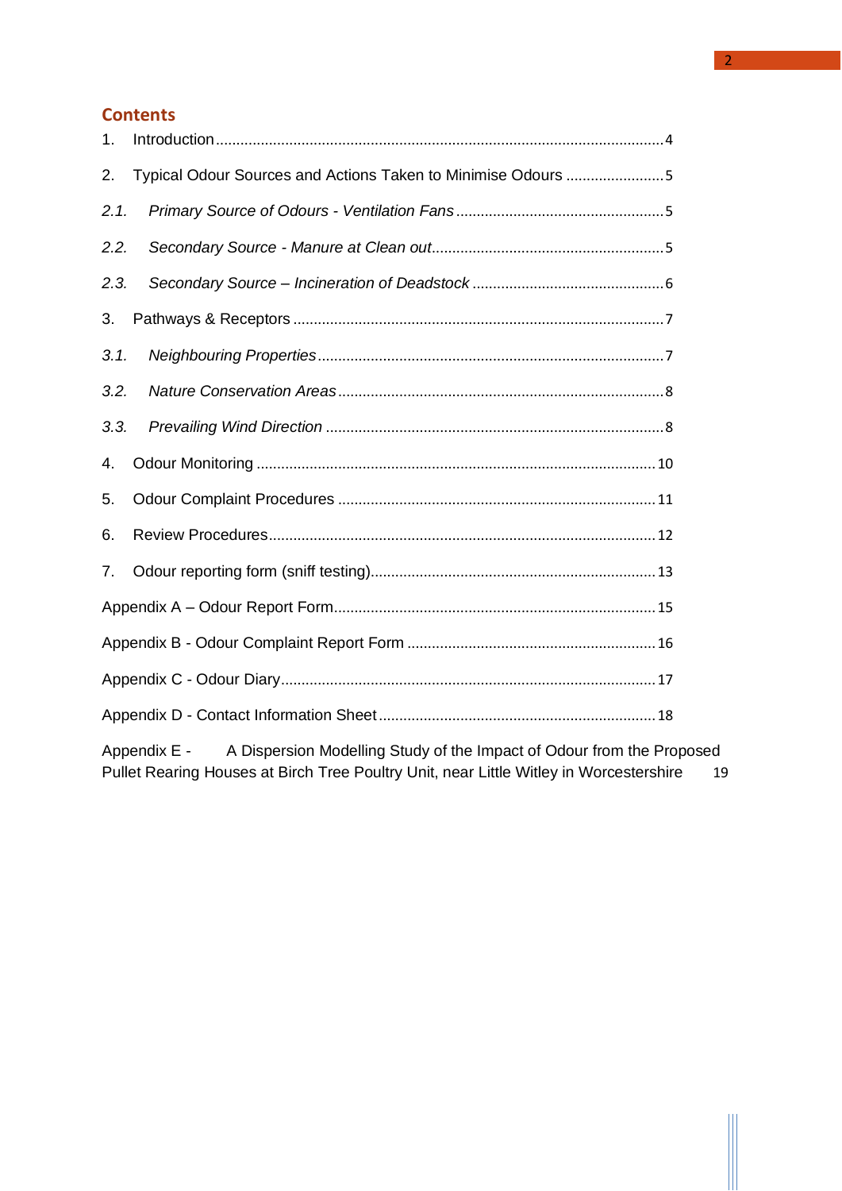## Contents

1. Introduction ........................................................................................................ 4
2. Typical Odour Sources and Actions Taken to Minimise Odours ........................ 5

*2.1. Primary Source of Odours - Ventilation Fans* ................................................. 5

*2.2. Secondary Source - Manure at Clean out* ....................................................... 5

*2.3. Secondary Source – Incineration of Deadstock* .............................................. 6

3. Pathways & Receptors ......................................................................................... 7

*3.1. Neighbouring Properties* .................................................................................. 7

*3.2. Nature Conservation Areas* ............................................................................. 8

*3.3. Prevailing Wind Direction* ............................................................................... 8

4. Odour Monitoring ............................................................................................... 10
5. Odour Complaint Procedures ............................................................................ 11
6. Review Procedures .............................................................................................. 12
7. Odour reporting form (sniff testing) .................................................................. 13

Appendix A – Odour Report Form ......................................................................... 15

Appendix B - Odour Complaint Report Form ........................................................ 16

Appendix C - Odour Diary ...................................................................................... 17

Appendix D - Contact Information Sheet ................................................................ 18

Appendix E - A Dispersion Modelling Study of the Impact of Odour from the Proposed Pullet Rearing Houses at Birch Tree Poultry Unit, near Little Witley in Worcestershire 19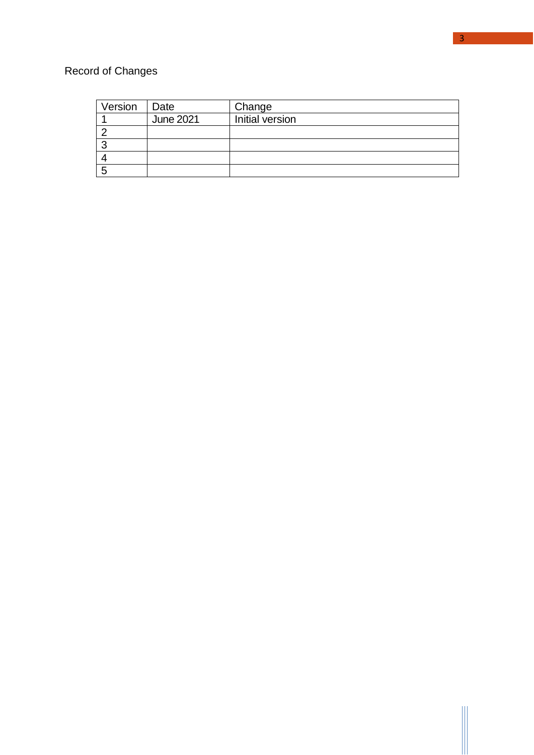Record of Changes

| Version | Date | Change |
|---|---|---|
| 1 | June 2021 | Initial version |
| 2 | | |
| 3 | | |
| 4 | | |
| 5 | | |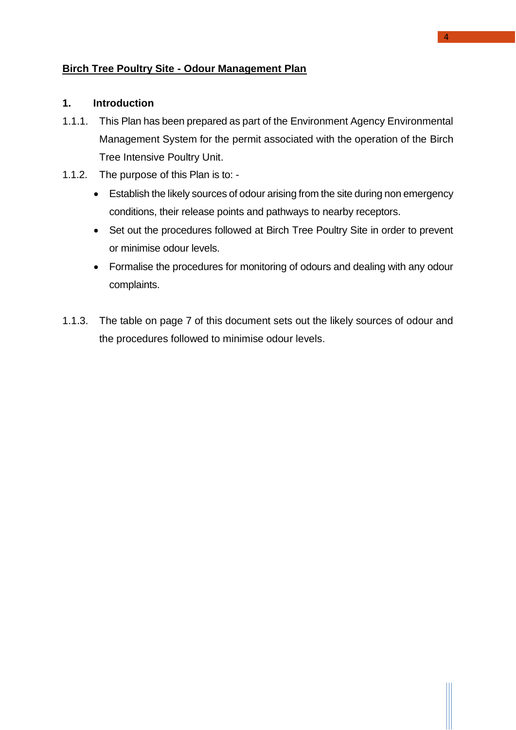**Birch Tree Poultry Site - Odour Management Plan**

## 1. Introduction

1.1.1. This Plan has been prepared as part of the Environment Agency Environmental Management System for the permit associated with the operation of the Birch Tree Intensive Poultry Unit.

1.1.2. The purpose of this Plan is to: -

- Establish the likely sources of odour arising from the site during non emergency conditions, their release points and pathways to nearby receptors.
- Set out the procedures followed at Birch Tree Poultry Site in order to prevent or minimise odour levels.
- Formalise the procedures for monitoring of odours and dealing with any odour complaints.

1.1.3. The table on page 7 of this document sets out the likely sources of odour and the procedures followed to minimise odour levels.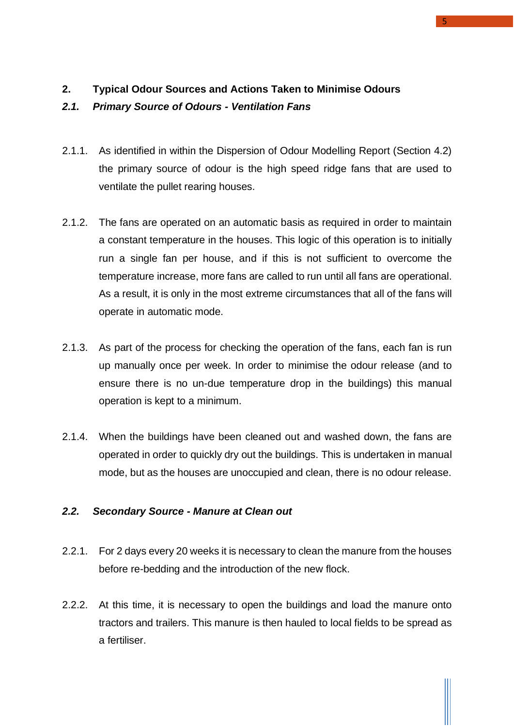## 2. Typical Odour Sources and Actions Taken to Minimise Odours

### *2.1. Primary Source of Odours - Ventilation Fans*

2.1.1. As identified in within the Dispersion of Odour Modelling Report (Section 4.2) the primary source of odour is the high speed ridge fans that are used to ventilate the pullet rearing houses.

2.1.2. The fans are operated on an automatic basis as required in order to maintain a constant temperature in the houses. This logic of this operation is to initially run a single fan per house, and if this is not sufficient to overcome the temperature increase, more fans are called to run until all fans are operational. As a result, it is only in the most extreme circumstances that all of the fans will operate in automatic mode.

2.1.3. As part of the process for checking the operation of the fans, each fan is run up manually once per week. In order to minimise the odour release (and to ensure there is no un-due temperature drop in the buildings) this manual operation is kept to a minimum.

2.1.4. When the buildings have been cleaned out and washed down, the fans are operated in order to quickly dry out the buildings. This is undertaken in manual mode, but as the houses are unoccupied and clean, there is no odour release.

### *2.2. Secondary Source - Manure at Clean out*

2.2.1. For 2 days every 20 weeks it is necessary to clean the manure from the houses before re-bedding and the introduction of the new flock.

2.2.2. At this time, it is necessary to open the buildings and load the manure onto tractors and trailers. This manure is then hauled to local fields to be spread as a fertiliser.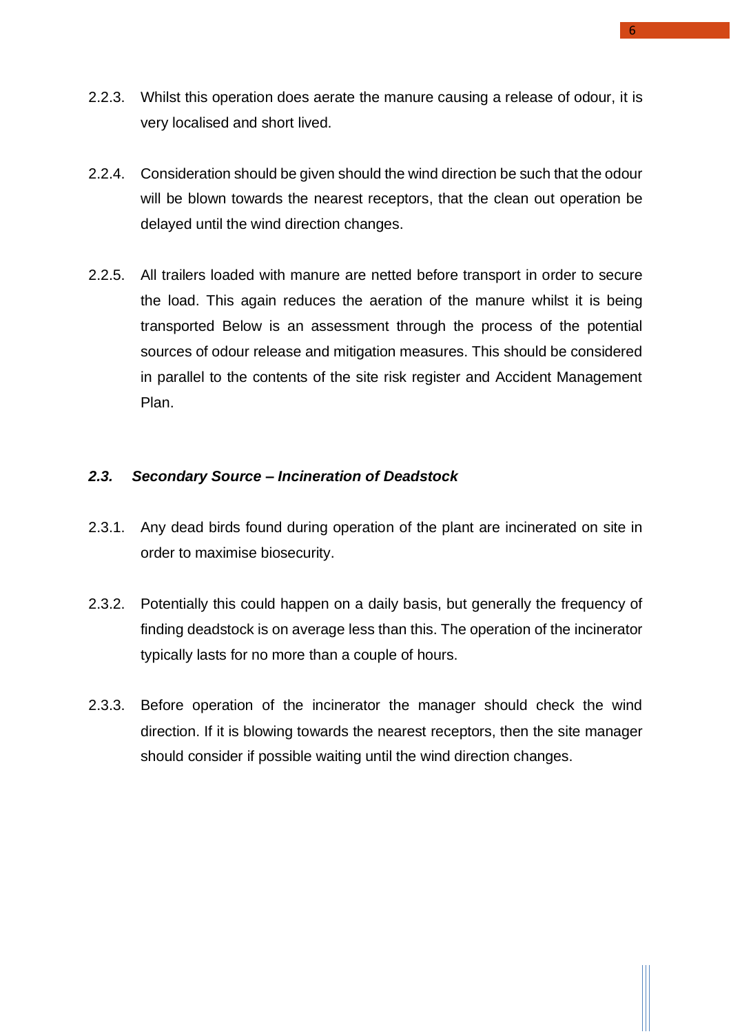2.2.3. Whilst this operation does aerate the manure causing a release of odour, it is very localised and short lived.

2.2.4. Consideration should be given should the wind direction be such that the odour will be blown towards the nearest receptors, that the clean out operation be delayed until the wind direction changes.

2.2.5. All trailers loaded with manure are netted before transport in order to secure the load. This again reduces the aeration of the manure whilst it is being transported Below is an assessment through the process of the potential sources of odour release and mitigation measures. This should be considered in parallel to the contents of the site risk register and Accident Management Plan.

### *2.3. Secondary Source – Incineration of Deadstock*

2.3.1. Any dead birds found during operation of the plant are incinerated on site in order to maximise biosecurity.

2.3.2. Potentially this could happen on a daily basis, but generally the frequency of finding deadstock is on average less than this. The operation of the incinerator typically lasts for no more than a couple of hours.

2.3.3. Before operation of the incinerator the manager should check the wind direction. If it is blowing towards the nearest receptors, then the site manager should consider if possible waiting until the wind direction changes.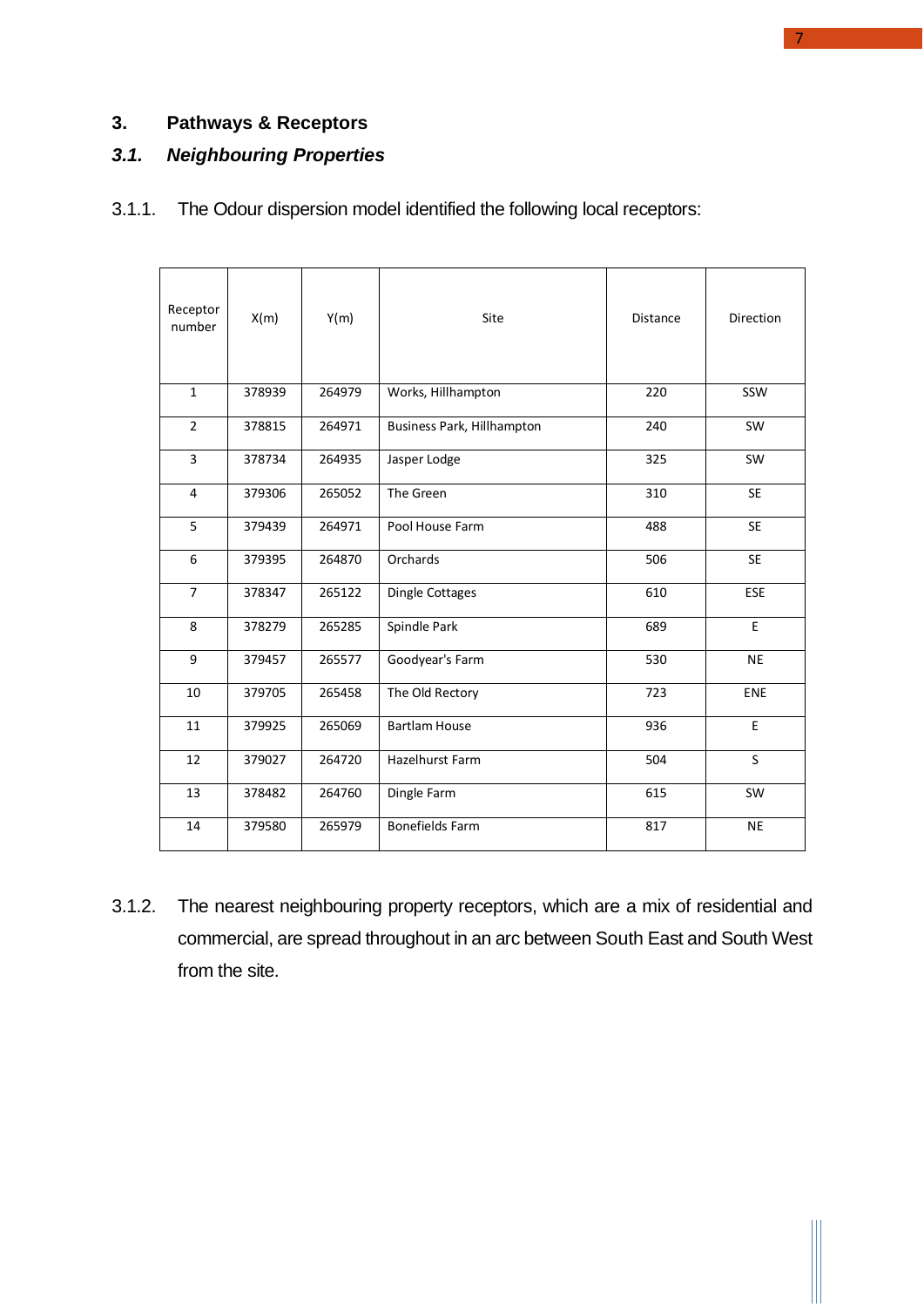# 3. Pathways & Receptors

## *3.1. Neighbouring Properties*

3.1.1. The Odour dispersion model identified the following local receptors:

| Receptor number | X(m) | Y(m) | Site | Distance | Direction |
|---|---|---|---|---|---|
| 1 | 378939 | 264979 | Works, Hillhampton | 220 | SSW |
| 2 | 378815 | 264971 | Business Park, Hillhampton | 240 | SW |
| 3 | 378734 | 264935 | Jasper Lodge | 325 | SW |
| 4 | 379306 | 265052 | The Green | 310 | SE |
| 5 | 379439 | 264971 | Pool House Farm | 488 | SE |
| 6 | 379395 | 264870 | Orchards | 506 | SE |
| 7 | 378347 | 265122 | Dingle Cottages | 610 | ESE |
| 8 | 378279 | 265285 | Spindle Park | 689 | E |
| 9 | 379457 | 265577 | Goodyear's Farm | 530 | NE |
| 10 | 379705 | 265458 | The Old Rectory | 723 | ENE |
| 11 | 379925 | 265069 | Bartlam House | 936 | E |
| 12 | 379027 | 264720 | Hazelhurst Farm | 504 | S |
| 13 | 378482 | 264760 | Dingle Farm | 615 | SW |
| 14 | 379580 | 265979 | Bonefields Farm | 817 | NE |

3.1.2. The nearest neighbouring property receptors, which are a mix of residential and commercial, are spread throughout in an arc between South East and South West from the site.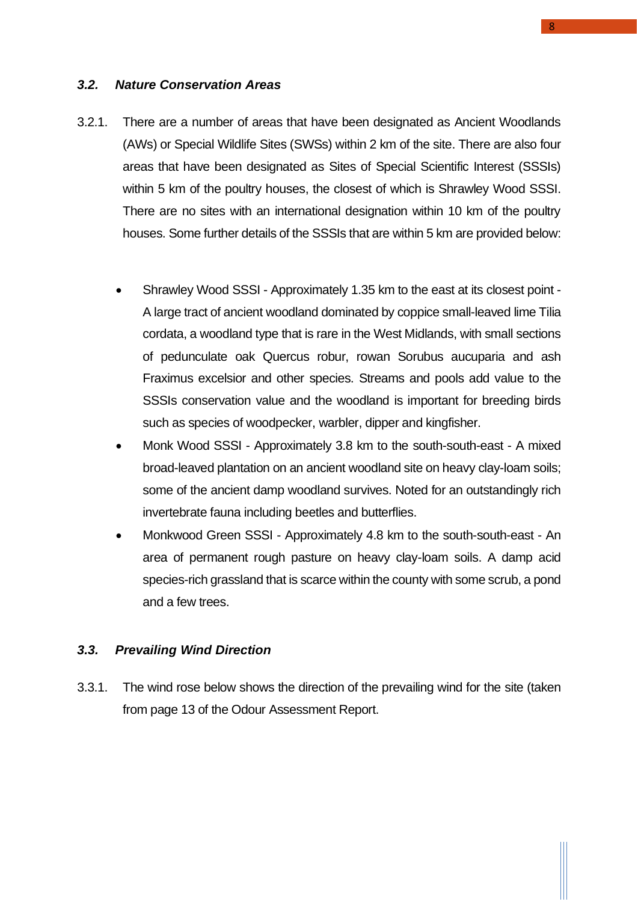### *3.2. Nature Conservation Areas*

3.2.1. There are a number of areas that have been designated as Ancient Woodlands (AWs) or Special Wildlife Sites (SWSs) within 2 km of the site. There are also four areas that have been designated as Sites of Special Scientific Interest (SSSIs) within 5 km of the poultry houses, the closest of which is Shrawley Wood SSSI. There are no sites with an international designation within 10 km of the poultry houses. Some further details of the SSSIs that are within 5 km are provided below:

- Shrawley Wood SSSI - Approximately 1.35 km to the east at its closest point - A large tract of ancient woodland dominated by coppice small-leaved lime Tilia cordata, a woodland type that is rare in the West Midlands, with small sections of pedunculate oak Quercus robur, rowan Sorubus aucuparia and ash Fraximus excelsior and other species. Streams and pools add value to the SSSIs conservation value and the woodland is important for breeding birds such as species of woodpecker, warbler, dipper and kingfisher.
- Monk Wood SSSI - Approximately 3.8 km to the south-south-east - A mixed broad-leaved plantation on an ancient woodland site on heavy clay-loam soils; some of the ancient damp woodland survives. Noted for an outstandingly rich invertebrate fauna including beetles and butterflies.
- Monkwood Green SSSI - Approximately 4.8 km to the south-south-east - An area of permanent rough pasture on heavy clay-loam soils. A damp acid species-rich grassland that is scarce within the county with some scrub, a pond and a few trees.

### *3.3. Prevailing Wind Direction*

3.3.1. The wind rose below shows the direction of the prevailing wind for the site (taken from page 13 of the Odour Assessment Report.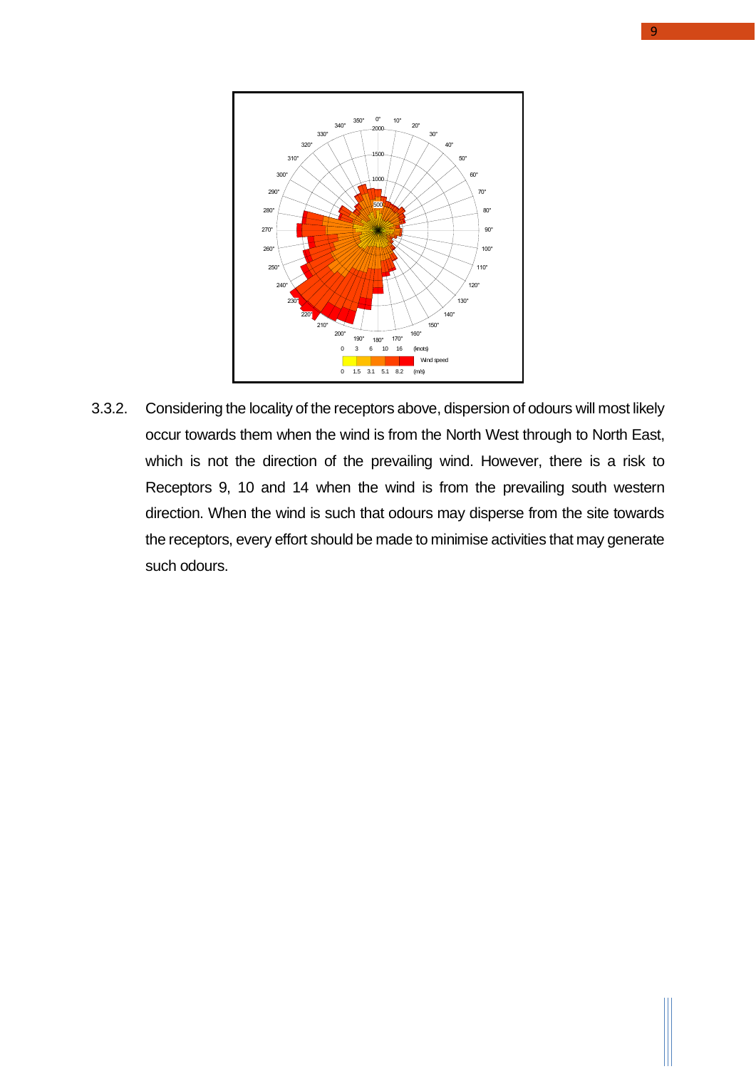3.3.2. Considering the locality of the receptors above, dispersion of odours will most likely occur towards them when the wind is from the North West through to North East, which is not the direction of the prevailing wind. However, there is a risk to Receptors 9, 10 and 14 when the wind is from the prevailing south western direction. When the wind is such that odours may disperse from the site towards the receptors, every effort should be made to minimise activities that may generate such odours.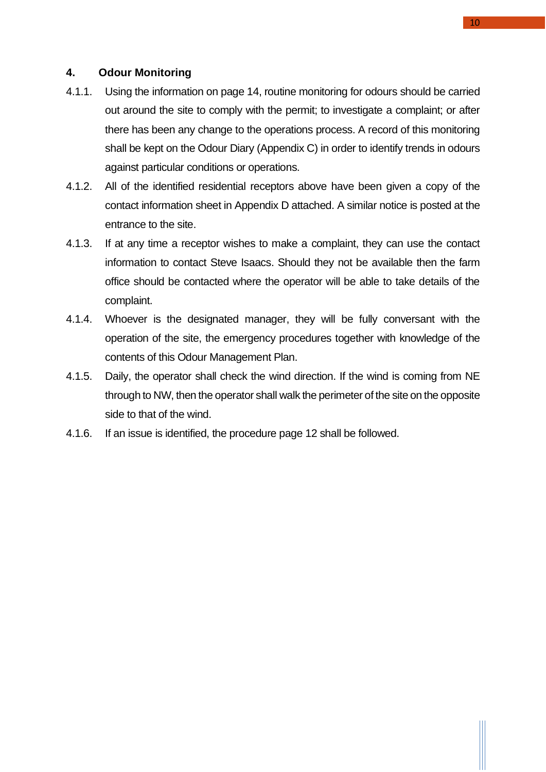## 4. Odour Monitoring

4.1.1. Using the information on page 14, routine monitoring for odours should be carried out around the site to comply with the permit; to investigate a complaint; or after there has been any change to the operations process. A record of this monitoring shall be kept on the Odour Diary (Appendix C) in order to identify trends in odours against particular conditions or operations.

4.1.2. All of the identified residential receptors above have been given a copy of the contact information sheet in Appendix D attached. A similar notice is posted at the entrance to the site.

4.1.3. If at any time a receptor wishes to make a complaint, they can use the contact information to contact Steve Isaacs. Should they not be available then the farm office should be contacted where the operator will be able to take details of the complaint.

4.1.4. Whoever is the designated manager, they will be fully conversant with the operation of the site, the emergency procedures together with knowledge of the contents of this Odour Management Plan.

4.1.5. Daily, the operator shall check the wind direction. If the wind is coming from NE through to NW, then the operator shall walk the perimeter of the site on the opposite side to that of the wind.

4.1.6. If an issue is identified, the procedure page 12 shall be followed.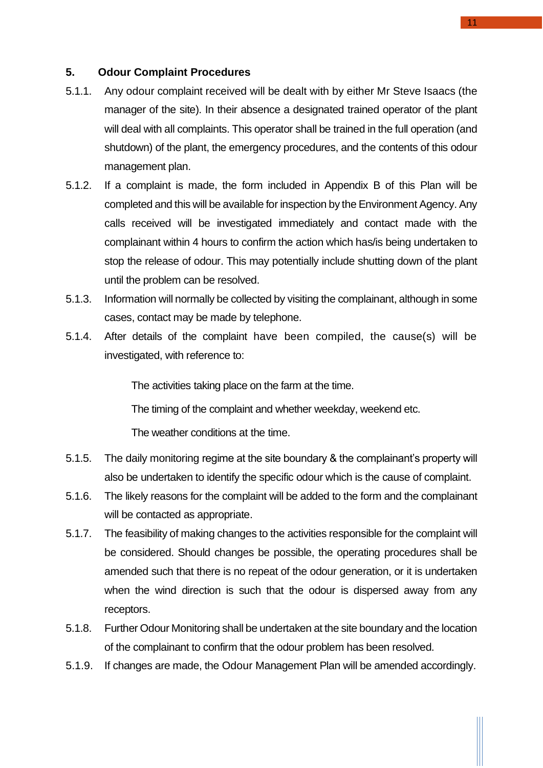## 5. Odour Complaint Procedures

5.1.1. Any odour complaint received will be dealt with by either Mr Steve Isaacs (the manager of the site). In their absence a designated trained operator of the plant will deal with all complaints. This operator shall be trained in the full operation (and shutdown) of the plant, the emergency procedures, and the contents of this odour management plan.

5.1.2. If a complaint is made, the form included in Appendix B of this Plan will be completed and this will be available for inspection by the Environment Agency. Any calls received will be investigated immediately and contact made with the complainant within 4 hours to confirm the action which has/is being undertaken to stop the release of odour. This may potentially include shutting down of the plant until the problem can be resolved.

5.1.3. Information will normally be collected by visiting the complainant, although in some cases, contact may be made by telephone.

5.1.4. After details of the complaint have been compiled, the cause(s) will be investigated, with reference to:

   The activities taking place on the farm at the time.

   The timing of the complaint and whether weekday, weekend etc.

   The weather conditions at the time.

5.1.5. The daily monitoring regime at the site boundary & the complainant's property will also be undertaken to identify the specific odour which is the cause of complaint.

5.1.6. The likely reasons for the complaint will be added to the form and the complainant will be contacted as appropriate.

5.1.7. The feasibility of making changes to the activities responsible for the complaint will be considered. Should changes be possible, the operating procedures shall be amended such that there is no repeat of the odour generation, or it is undertaken when the wind direction is such that the odour is dispersed away from any receptors.

5.1.8. Further Odour Monitoring shall be undertaken at the site boundary and the location of the complainant to confirm that the odour problem has been resolved.

5.1.9. If changes are made, the Odour Management Plan will be amended accordingly.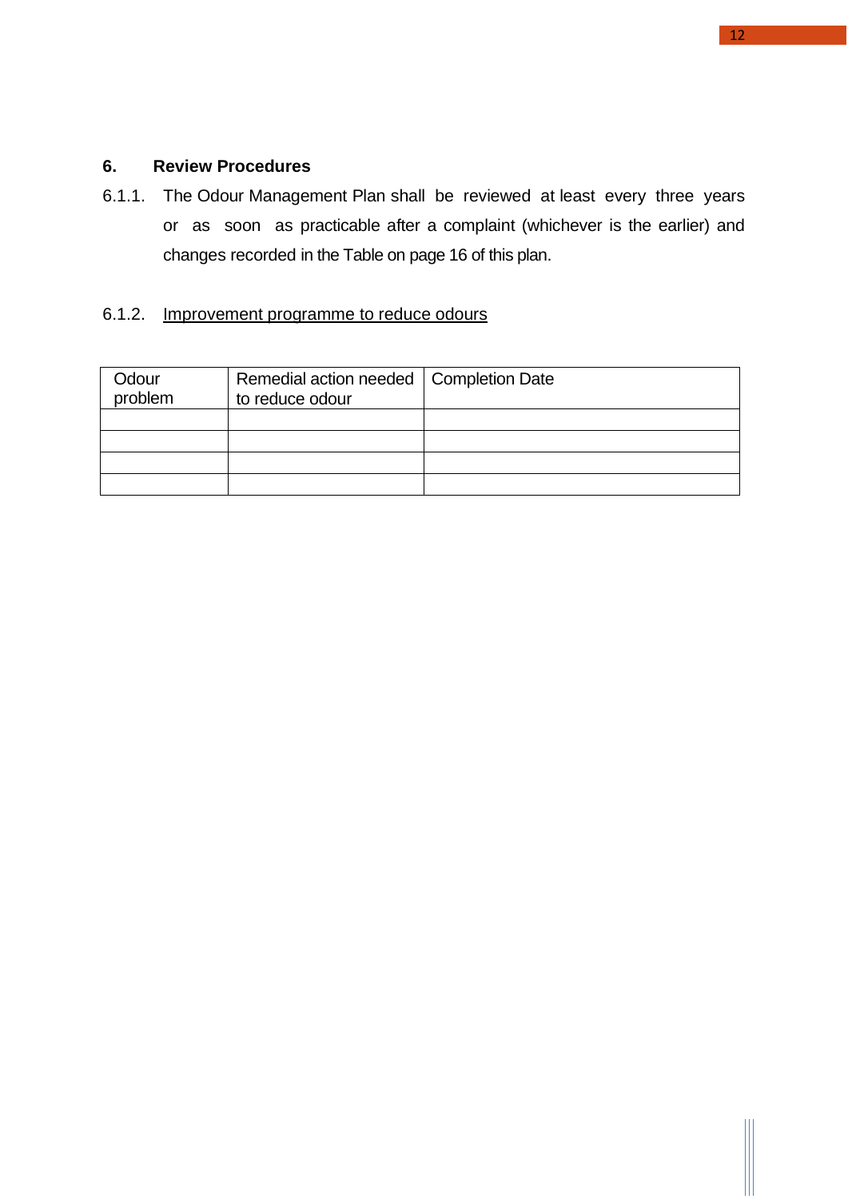## 6. Review Procedures

6.1.1. The Odour Management Plan shall be reviewed at least every three years or as soon as practicable after a complaint (whichever is the earlier) and changes recorded in the Table on page 16 of this plan.

6.1.2. <u>Improvement programme to reduce odours</u>

| Odour problem | Remedial action needed to reduce odour | Completion Date |
|---|---|---|
| | | |
| | | |
| | | |
| | | |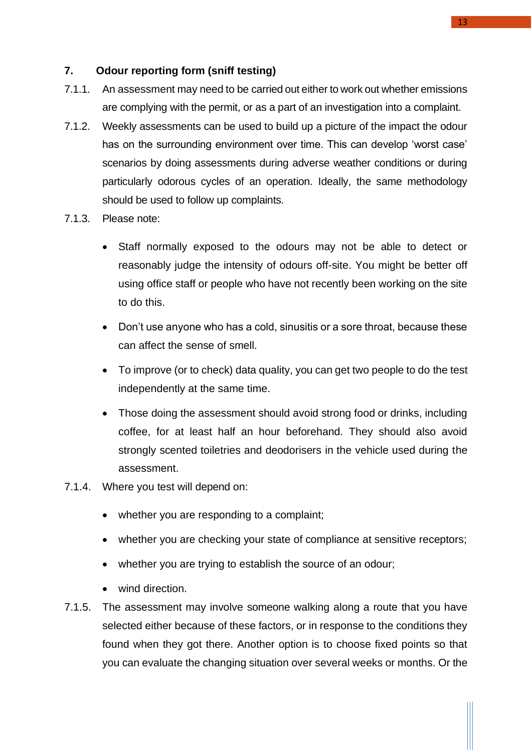## 7. Odour reporting form (sniff testing)

7.1.1. An assessment may need to be carried out either to work out whether emissions are complying with the permit, or as a part of an investigation into a complaint.

7.1.2. Weekly assessments can be used to build up a picture of the impact the odour has on the surrounding environment over time. This can develop 'worst case' scenarios by doing assessments during adverse weather conditions or during particularly odorous cycles of an operation. Ideally, the same methodology should be used to follow up complaints.

7.1.3. Please note:

- Staff normally exposed to the odours may not be able to detect or reasonably judge the intensity of odours off-site. You might be better off using office staff or people who have not recently been working on the site to do this.
- Don't use anyone who has a cold, sinusitis or a sore throat, because these can affect the sense of smell.
- To improve (or to check) data quality, you can get two people to do the test independently at the same time.
- Those doing the assessment should avoid strong food or drinks, including coffee, for at least half an hour beforehand. They should also avoid strongly scented toiletries and deodorisers in the vehicle used during the assessment.

7.1.4. Where you test will depend on:

- whether you are responding to a complaint;
- whether you are checking your state of compliance at sensitive receptors;
- whether you are trying to establish the source of an odour;
- wind direction.

7.1.5. The assessment may involve someone walking along a route that you have selected either because of these factors, or in response to the conditions they found when they got there. Another option is to choose fixed points so that you can evaluate the changing situation over several weeks or months. Or the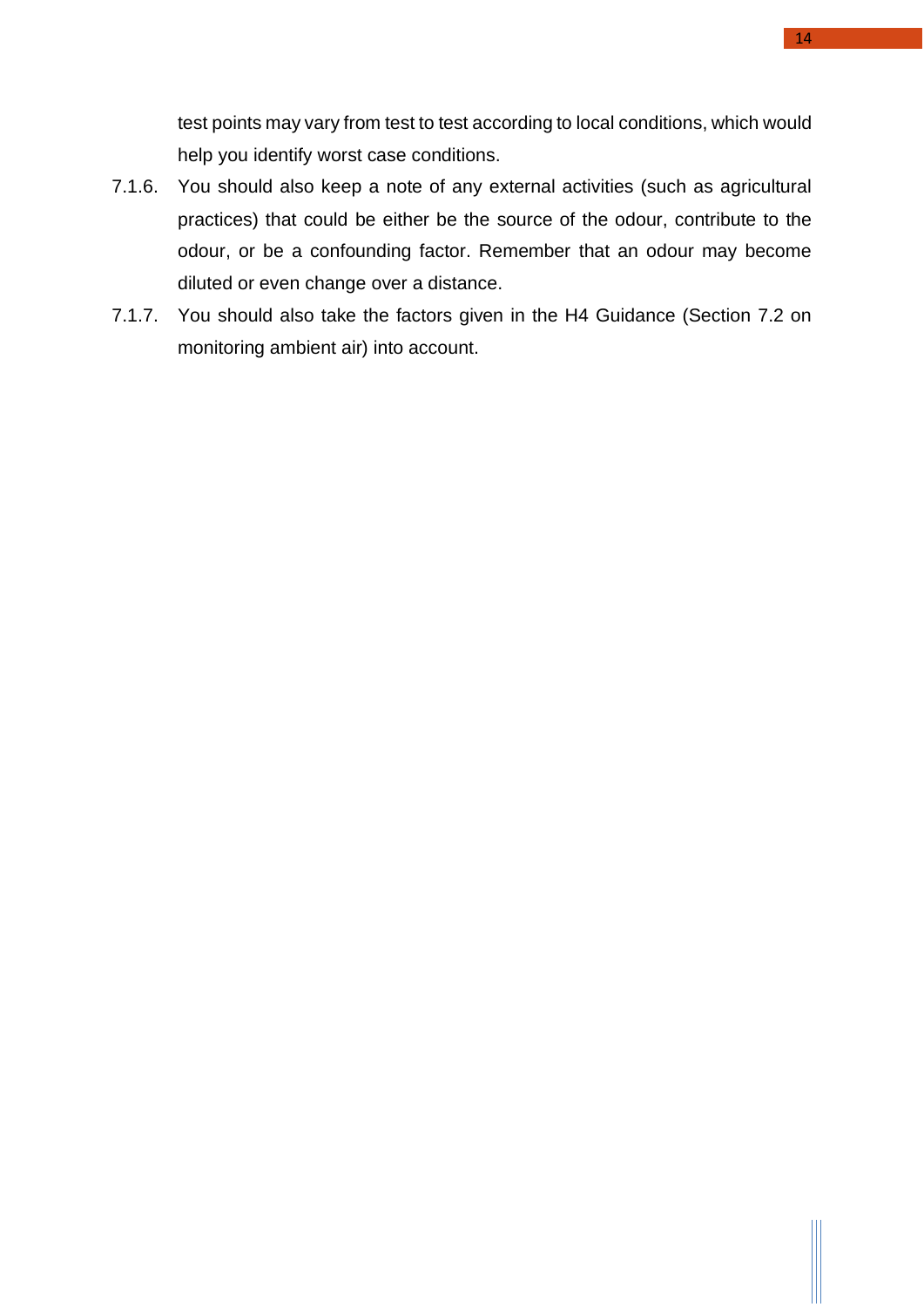test points may vary from test to test according to local conditions, which would help you identify worst case conditions.

7.1.6. You should also keep a note of any external activities (such as agricultural practices) that could be either be the source of the odour, contribute to the odour, or be a confounding factor. Remember that an odour may become diluted or even change over a distance.

7.1.7. You should also take the factors given in the H4 Guidance (Section 7.2 on monitoring ambient air) into account.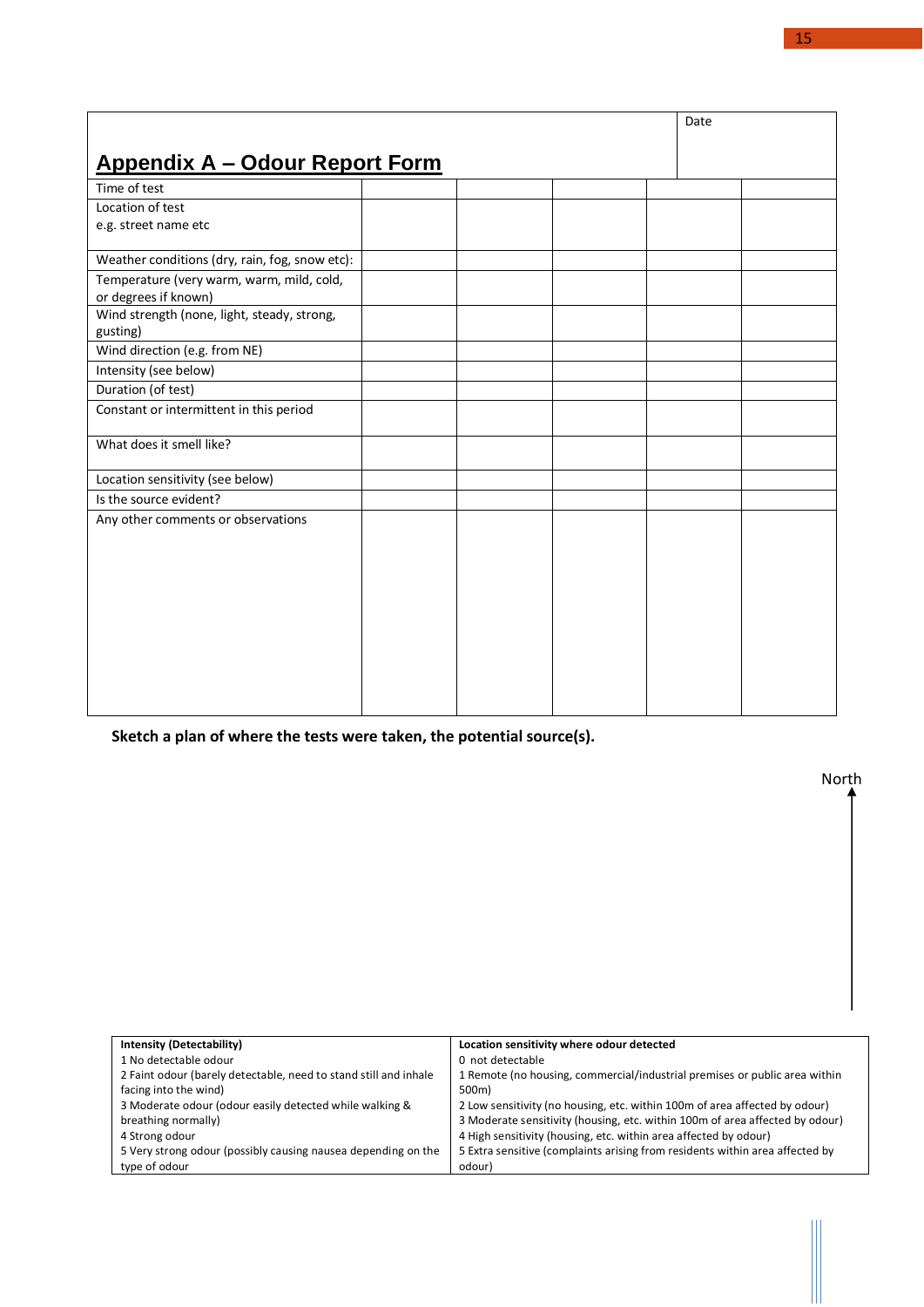## Appendix A – Odour Report Form

| | | | | | Date |
|---|---|---|---|---|---|
| Time of test | | | | | |
| Location of test<br>e.g. street name etc | | | | | |
| Weather conditions (dry, rain, fog, snow etc): | | | | | |
| Temperature (very warm, warm, mild, cold, or degrees if known) | | | | | |
| Wind strength (none, light, steady, strong, gusting) | | | | | |
| Wind direction (e.g. from NE) | | | | | |
| Intensity (see below) | | | | | |
| Duration (of test) | | | | | |
| Constant or intermittent in this period | | | | | |
| What does it smell like? | | | | | |
| Location sensitivity (see below) | | | | | |
| Is the source evident? | | | | | |
| Any other comments or observations | | | | | |

**Sketch a plan of where the tests were taken, the potential source(s).**

North

| Intensity (Detectability) | Location sensitivity where odour detected |
|---|---|
| 1 No detectable odour | 0 not detectable |
| 2 Faint odour (barely detectable, need to stand still and inhale facing into the wind) | 1 Remote (no housing, commercial/industrial premises or public area within 500m) |
| 3 Moderate odour (odour easily detected while walking & breathing normally) | 2 Low sensitivity (no housing, etc. within 100m of area affected by odour) |
| 4 Strong odour | 3 Moderate sensitivity (housing, etc. within 100m of area affected by odour) |
| 5 Very strong odour (possibly causing nausea depending on the type of odour | 4 High sensitivity (housing, etc. within area affected by odour) |
| | 5 Extra sensitive (complaints arising from residents within area affected by odour) |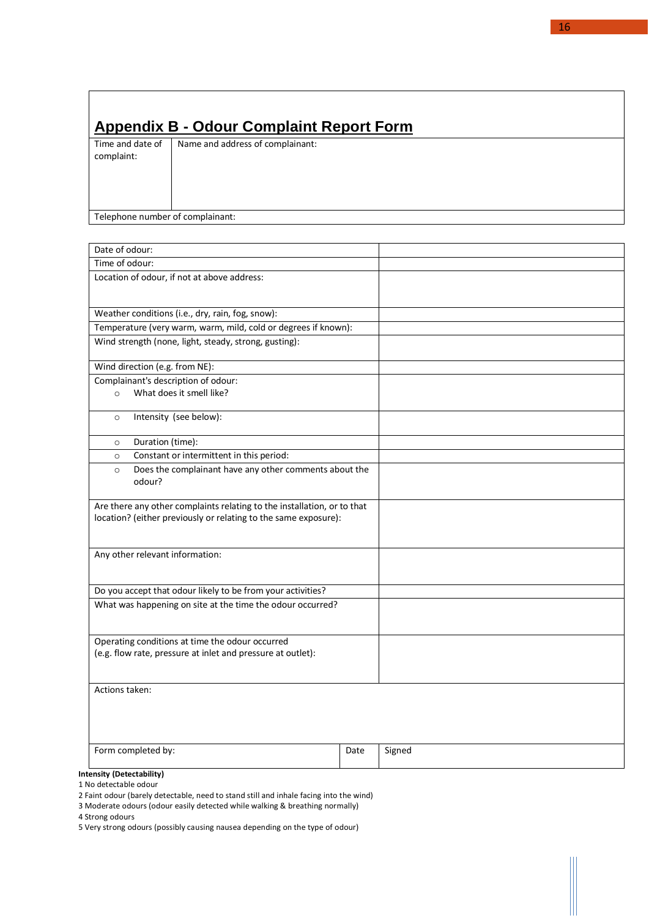## Appendix B - Odour Complaint Report Form

| Time and date of complaint: | Name and address of complainant: |
|---|---|
| Telephone number of complainant: | |

| Field | Response |
|---|---|
| Date of odour: | |
| Time of odour: | |
| Location of odour, if not at above address: | |
| Weather conditions (i.e., dry, rain, fog, snow): | |
| Temperature (very warm, warm, mild, cold or degrees if known): | |
| Wind strength (none, light, steady, strong, gusting): | |
| Wind direction (e.g. from NE): | |
| Complainant's description of odour:<br>○ What does it smell like? | |
| ○ Intensity (see below): | |
| ○ Duration (time): | |
| ○ Constant or intermittent in this period: | |
| ○ Does the complainant have any other comments about the odour? | |
| Are there any other complaints relating to the installation, or to that location? (either previously or relating to the same exposure): | |
| Any other relevant information: | |
| Do you accept that odour likely to be from your activities? | |
| What was happening on site at the time the odour occurred? | |
| Operating conditions at time the odour occurred (e.g. flow rate, pressure at inlet and pressure at outlet): | |

| Actions taken: |
|---|

| Form completed by: | Date | Signed |
|---|---|---|

**Intensity (Detectability)**

1 No detectable odour
2 Faint odour (barely detectable, need to stand still and inhale facing into the wind)
3 Moderate odours (odour easily detected while walking & breathing normally)
4 Strong odours
5 Very strong odours (possibly causing nausea depending on the type of odour)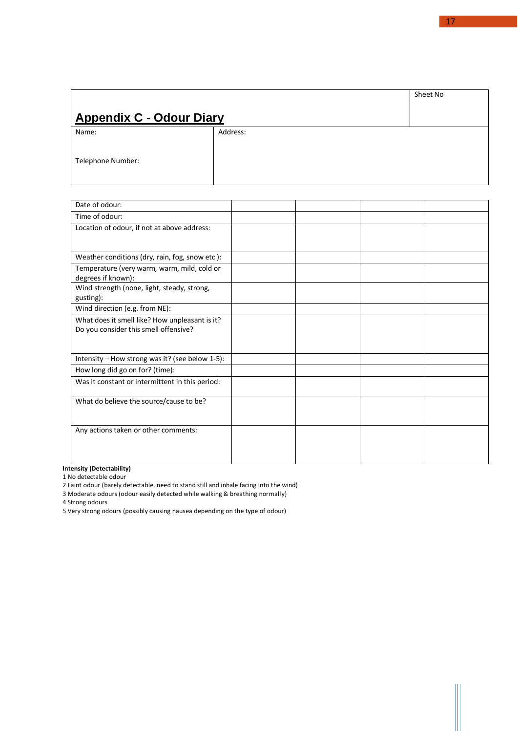| ## Appendix C - Odour Diary | Sheet No |
| --- | --- |
| Name:<br><br>Telephone Number: | Address: |

| Date of odour: | | | | |
| --- | --- | --- | --- | --- |
| Time of odour: | | | | |
| Location of odour, if not at above address: | | | | |
| Weather conditions (dry, rain, fog, snow etc ): | | | | |
| Temperature (very warm, warm, mild, cold or degrees if known): | | | | |
| Wind strength (none, light, steady, strong, gusting): | | | | |
| Wind direction (e.g. from NE): | | | | |
| What does it smell like? How unpleasant is it? Do you consider this smell offensive? | | | | |
| Intensity – How strong was it? (see below 1-5): | | | | |
| How long did go on for? (time): | | | | |
| Was it constant or intermittent in this period: | | | | |
| What do believe the source/cause to be? | | | | |
| Any actions taken or other comments: | | | | |

**Intensity (Detectability)**

1 No detectable odour
2 Faint odour (barely detectable, need to stand still and inhale facing into the wind)
3 Moderate odours (odour easily detected while walking & breathing normally)
4 Strong odours
5 Very strong odours (possibly causing nausea depending on the type of odour)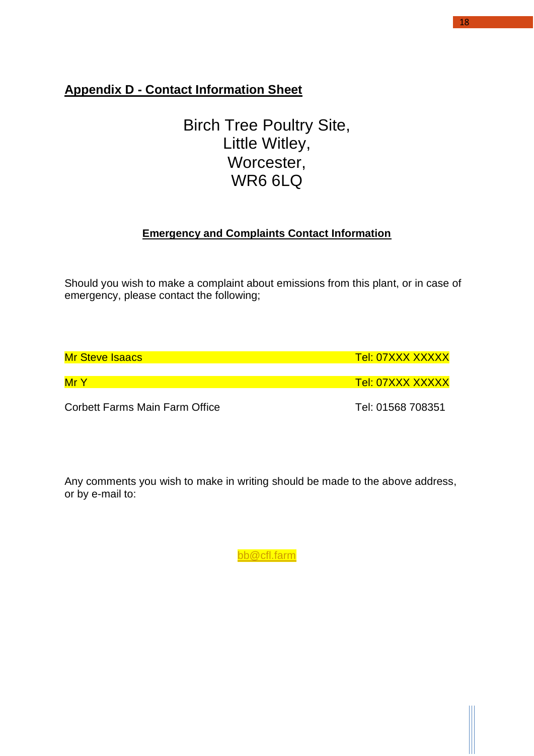## Appendix D - Contact Information Sheet

Birch Tree Poultry Site,
Little Witley,
Worcester,
WR6 6LQ

### Emergency and Complaints Contact Information

Should you wish to make a complaint about emissions from this plant, or in case of emergency, please contact the following;

| | |
|---|---|
| Mr Steve Isaacs | Tel: 07XXX XXXXX |
| Mr Y | Tel: 07XXX XXXXX |
| Corbett Farms Main Farm Office | Tel: 01568 708351 |

Any comments you wish to make in writing should be made to the above address, or by e-mail to:

bb@cfl.farm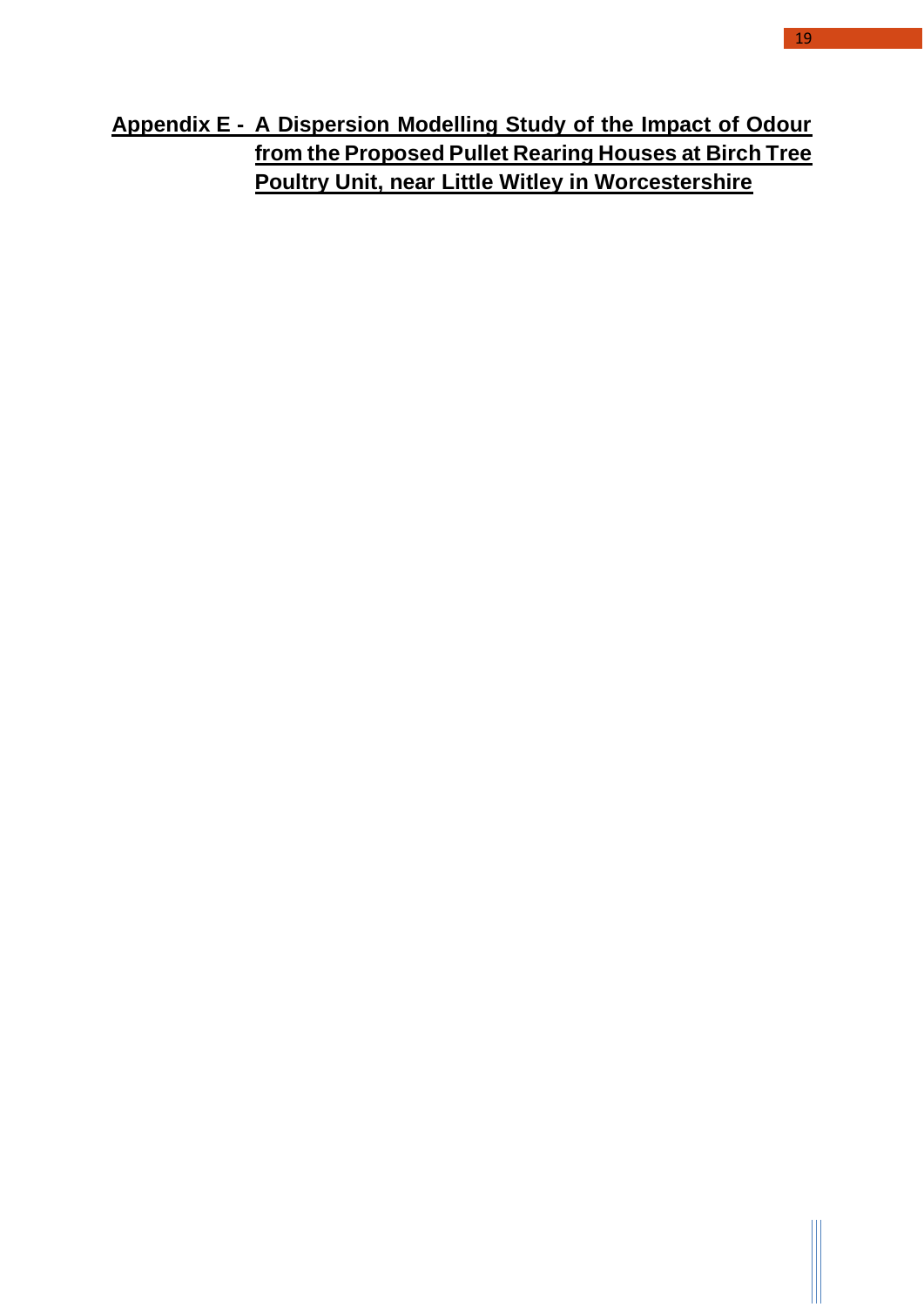## Appendix E - A Dispersion Modelling Study of the Impact of Odour from the Proposed Pullet Rearing Houses at Birch Tree Poultry Unit, near Little Witley in Worcestershire